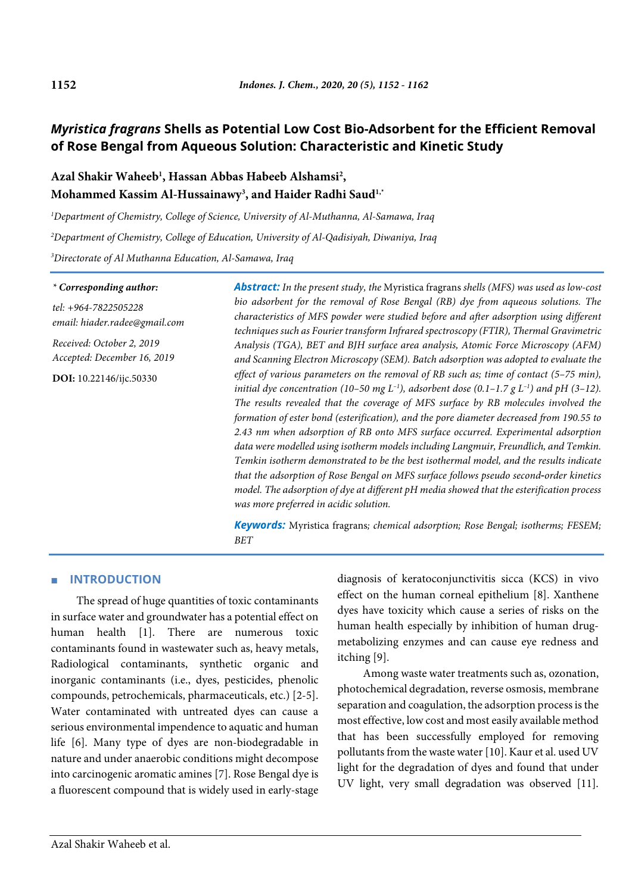# *Myristica fragrans* Shells as Potential Low Cost Bio-Adsorbent for the Efficient Removal of Rose Bengal from Aqueous Solution: Characteristic and Kinetic Study

**Azal Shakir Waheeb[1], Hassan Abbas Habeeb Alshamsi[2], Mohammed Kassim Al-Hussainawy[3], and Haider Radhi Saud[1,*]**

[1]*Department of Chemistry, College of Science, University of Al-Muthanna, Al-Samawa, Iraq*

[2]*Department of Chemistry, College of Education, University of Al-Qadisiyah, Diwaniya, Iraq*

[3]*Directorate of Al Muthanna Education, Al-Samawa, Iraq*

*** Corresponding author:**

*tel: +964-7822505228*
*email: hiader.radee@gmail.com*

*Received: October 2, 2019*
*Accepted: December 16, 2019*

**DOI:** 10.22146/ijc.50330

***Abstract:*** *In the present study, the* Myristica fragrans *shells (MFS) was used as low-cost bio adsorbent for the removal of Rose Bengal (RB) dye from aqueous solutions. The characteristics of MFS powder were studied before and after adsorption using different techniques such as Fourier transform Infrared spectroscopy (FTIR), Thermal Gravimetric Analysis (TGA), BET and BJH surface area analysis, Atomic Force Microscopy (AFM) and Scanning Electron Microscopy (SEM). Batch adsorption was adopted to evaluate the effect of various parameters on the removal of RB such as; time of contact (5–75 min), initial dye concentration (10–50 mg $L^{-1}$), adsorbent dose (0.1–1.7 g $L^{-1}$) and pH (3–12). The results revealed that the coverage of MFS surface by RB molecules involved the formation of ester bond (esterification), and the pore diameter decreased from 190.55 to 2.43 nm when adsorption of RB onto MFS surface occurred. Experimental adsorption data were modelled using isotherm models including Langmuir, Freundlich, and Temkin. Temkin isotherm demonstrated to be the best isothermal model, and the results indicate that the adsorption of Rose Bengal on MFS surface follows pseudo second-order kinetics model. The adsorption of dye at different pH media showed that the esterification process was more preferred in acidic solution.*

***Keywords:*** Myristica fragrans*; chemical adsorption; Rose Bengal; isotherms; FESEM; BET*

## INTRODUCTION

The spread of huge quantities of toxic contaminants in surface water and groundwater has a potential effect on human health [1]. There are numerous toxic contaminants found in wastewater such as, heavy metals, Radiological contaminants, synthetic organic and inorganic contaminants (i.e., dyes, pesticides, phenolic compounds, petrochemicals, pharmaceuticals, etc.) [2-5]. Water contaminated with untreated dyes can cause a serious environmental impendence to aquatic and human life [6]. Many type of dyes are non-biodegradable in nature and under anaerobic conditions might decompose into carcinogenic aromatic amines [7]. Rose Bengal dye is a fluorescent compound that is widely used in early-stage diagnosis of keratoconjunctivitis sicca (KCS) in vivo effect on the human corneal epithelium [8]. Xanthene dyes have toxicity which cause a series of risks on the human health especially by inhibition of human drug-metabolizing enzymes and can cause eye redness and itching [9].

Among waste water treatments such as, ozonation, photochemical degradation, reverse osmosis, membrane separation and coagulation, the adsorption process is the most effective, low cost and most easily available method that has been successfully employed for removing pollutants from the waste water [10]. Kaur et al. used UV light for the degradation of dyes and found that under UV light, very small degradation was observed [11].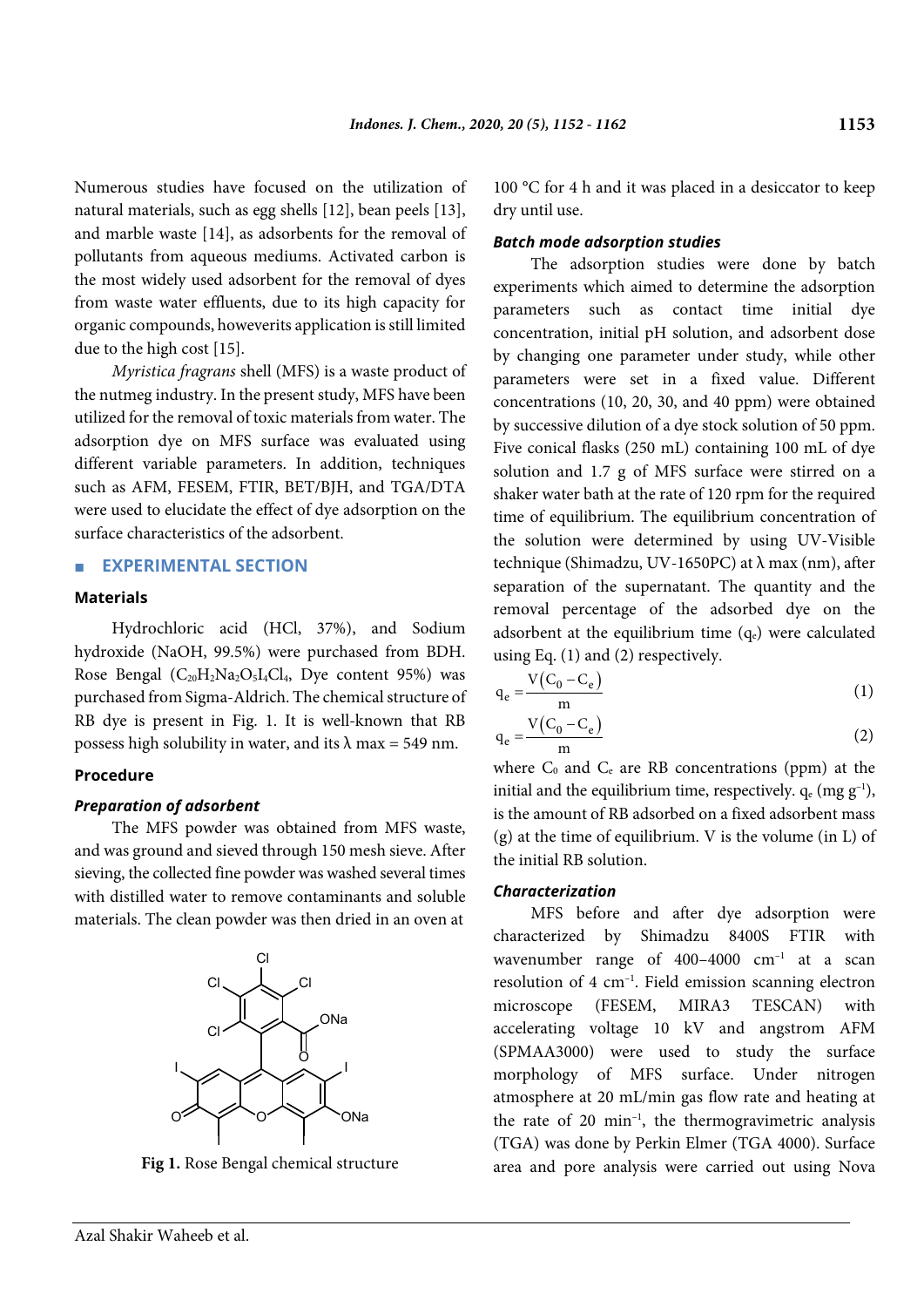Numerous studies have focused on the utilization of natural materials, such as egg shells [12], bean peels [13], and marble waste [14], as adsorbents for the removal of pollutants from aqueous mediums. Activated carbon is the most widely used adsorbent for the removal of dyes from waste water effluents, due to its high capacity for organic compounds, howeverits application is still limited due to the high cost [15].

*Myristica fragrans* shell (MFS) is a waste product of the nutmeg industry. In the present study, MFS have been utilized for the removal of toxic materials from water. The adsorption dye on MFS surface was evaluated using different variable parameters. In addition, techniques such as AFM, FESEM, FTIR, BET/BJH, and TGA/DTA were used to elucidate the effect of dye adsorption on the surface characteristics of the adsorbent.

## EXPERIMENTAL SECTION

### Materials

Hydrochloric acid (HCl, 37%), and Sodium hydroxide (NaOH, 99.5%) were purchased from BDH. Rose Bengal ($C_{20}H_2Na_2O_5I_4Cl_4$, Dye content 95%) was purchased from Sigma-Aldrich. The chemical structure of RB dye is present in Fig. 1. It is well-known that RB possess high solubility in water, and its λ max = 549 nm.

### Procedure

#### *Preparation of adsorbent*

The MFS powder was obtained from MFS waste, and was ground and sieved through 150 mesh sieve. After sieving, the collected fine powder was washed several times with distilled water to remove contaminants and soluble materials. The clean powder was then dried in an oven at 100 °C for 4 h and it was placed in a desiccator to keep dry until use.

**Fig 1.** Rose Bengal chemical structure

#### *Batch mode adsorption studies*

The adsorption studies were done by batch experiments which aimed to determine the adsorption parameters such as contact time initial dye concentration, initial pH solution, and adsorbent dose by changing one parameter under study, while other parameters were set in a fixed value. Different concentrations (10, 20, 30, and 40 ppm) were obtained by successive dilution of a dye stock solution of 50 ppm. Five conical flasks (250 mL) containing 100 mL of dye solution and 1.7 g of MFS surface were stirred on a shaker water bath at the rate of 120 rpm for the required time of equilibrium. The equilibrium concentration of the solution were determined by using UV-Visible technique (Shimadzu, UV-1650PC) at λ max (nm), after separation of the supernatant. The quantity and the removal percentage of the adsorbed dye on the adsorbent at the equilibrium time ($q_e$) were calculated using Eq. (1) and (2) respectively.

$$q_e = \frac{V(C_0 - C_e)}{m} \quad (1)$$

$$q_e = \frac{V(C_0 - C_e)}{m} \quad (2)$$

where $C_0$ and $C_e$ are RB concentrations (ppm) at the initial and the equilibrium time, respectively. $q_e$ (mg g$^{-1}$), is the amount of RB adsorbed on a fixed adsorbent mass (g) at the time of equilibrium. V is the volume (in L) of the initial RB solution.

#### *Characterization*

MFS before and after dye adsorption were characterized by Shimadzu 8400S FTIR with wavenumber range of 400–4000 cm$^{-1}$ at a scan resolution of 4 cm$^{-1}$. Field emission scanning electron microscope (FESEM, MIRA3 TESCAN) with accelerating voltage 10 kV and angstrom AFM (SPMAA3000) were used to study the surface morphology of MFS surface. Under nitrogen atmosphere at 20 mL/min gas flow rate and heating at the rate of 20 min$^{-1}$, the thermogravimetric analysis (TGA) was done by Perkin Elmer (TGA 4000). Surface area and pore analysis were carried out using Nova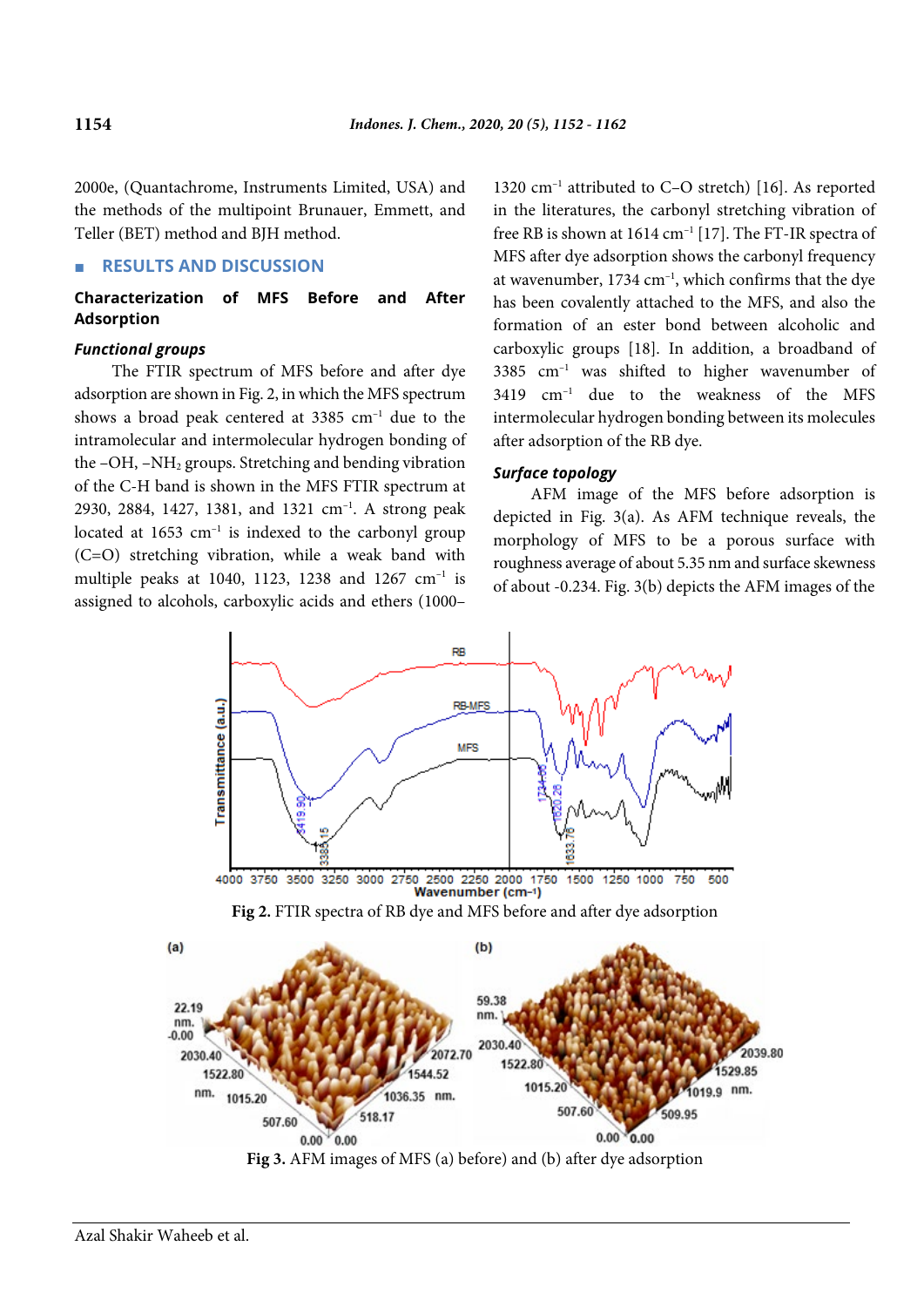2000e, (Quantachrome, Instruments Limited, USA) and the methods of the multipoint Brunauer, Emmett, and Teller (BET) method and BJH method.

## RESULTS AND DISCUSSION

### Characterization of MFS Before and After Adsorption

#### *Functional groups*

The FTIR spectrum of MFS before and after dye adsorption are shown in Fig. 2, in which the MFS spectrum shows a broad peak centered at 3385 cm$^{-1}$ due to the intramolecular and intermolecular hydrogen bonding of the –OH, $-NH_2$ groups. Stretching and bending vibration of the C-H band is shown in the MFS FTIR spectrum at 2930, 2884, 1427, 1381, and 1321 cm$^{-1}$. A strong peak located at 1653 cm$^{-1}$ is indexed to the carbonyl group (C=O) stretching vibration, while a weak band with multiple peaks at 1040, 1123, 1238 and 1267 cm$^{-1}$ is assigned to alcohols, carboxylic acids and ethers (1000–1320 cm$^{-1}$ attributed to C–O stretch) [16]. As reported in the literatures, the carbonyl stretching vibration of free RB is shown at 1614 cm$^{-1}$ [17]. The FT-IR spectra of MFS after dye adsorption shows the carbonyl frequency at wavenumber, 1734 cm$^{-1}$, which confirms that the dye has been covalently attached to the MFS, and also the formation of an ester bond between alcoholic and carboxylic groups [18]. In addition, a broadband of 3385 cm$^{-1}$ was shifted to higher wavenumber of 3419 cm$^{-1}$ due to the weakness of the MFS intermolecular hydrogen bonding between its molecules after adsorption of the RB dye.

#### *Surface topology*

AFM image of the MFS before adsorption is depicted in Fig. 3(a). As AFM technique reveals, the morphology of MFS to be a porous surface with roughness average of about 5.35 nm and surface skewness of about -0.234. Fig. 3(b) depicts the AFM images of the

**Fig 2.** FTIR spectra of RB dye and MFS before and after dye adsorption

**Fig 3.** AFM images of MFS (a) before) and (b) after dye adsorption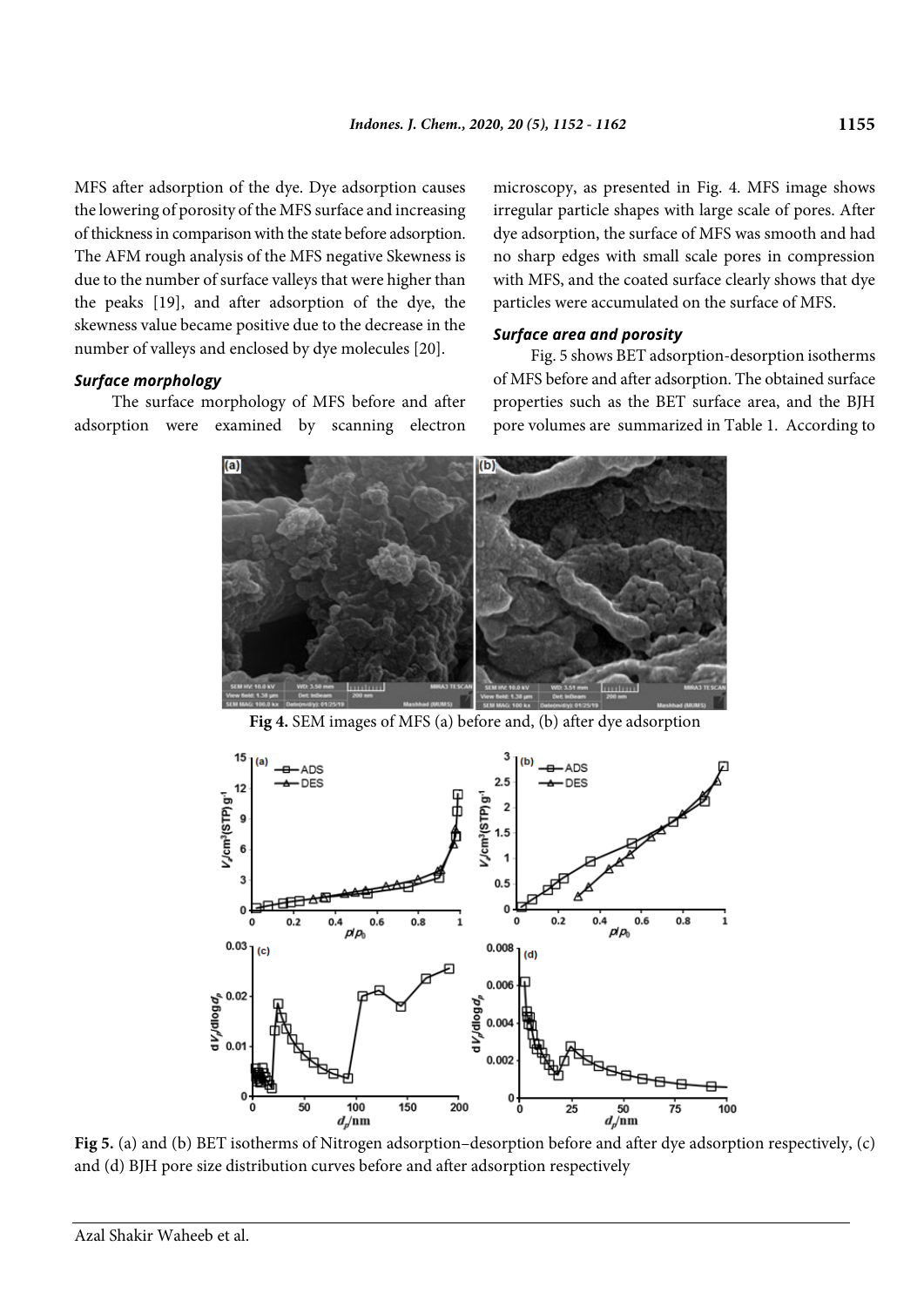MFS after adsorption of the dye. Dye adsorption causes the lowering of porosity of the MFS surface and increasing of thickness in comparison with the state before adsorption. The AFM rough analysis of the MFS negative Skewness is due to the number of surface valleys that were higher than the peaks [19], and after adsorption of the dye, the skewness value became positive due to the decrease in the number of valleys and enclosed by dye molecules [20].

### *Surface morphology*

The surface morphology of MFS before and after adsorption were examined by scanning electron microscopy, as presented in Fig. 4. MFS image shows irregular particle shapes with large scale of pores. After dye adsorption, the surface of MFS was smooth and had no sharp edges with small scale pores in compression with MFS, and the coated surface clearly shows that dye particles were accumulated on the surface of MFS.

### *Surface area and porosity*

Fig. 5 shows BET adsorption-desorption isotherms of MFS before and after adsorption. The obtained surface properties such as the BET surface area, and the BJH pore volumes are summarized in Table 1. According to

**Fig 4.** SEM images of MFS (a) before and, (b) after dye adsorption

**Fig 5.** (a) and (b) BET isotherms of Nitrogen adsorption–desorption before and after dye adsorption respectively, (c) and (d) BJH pore size distribution curves before and after adsorption respectively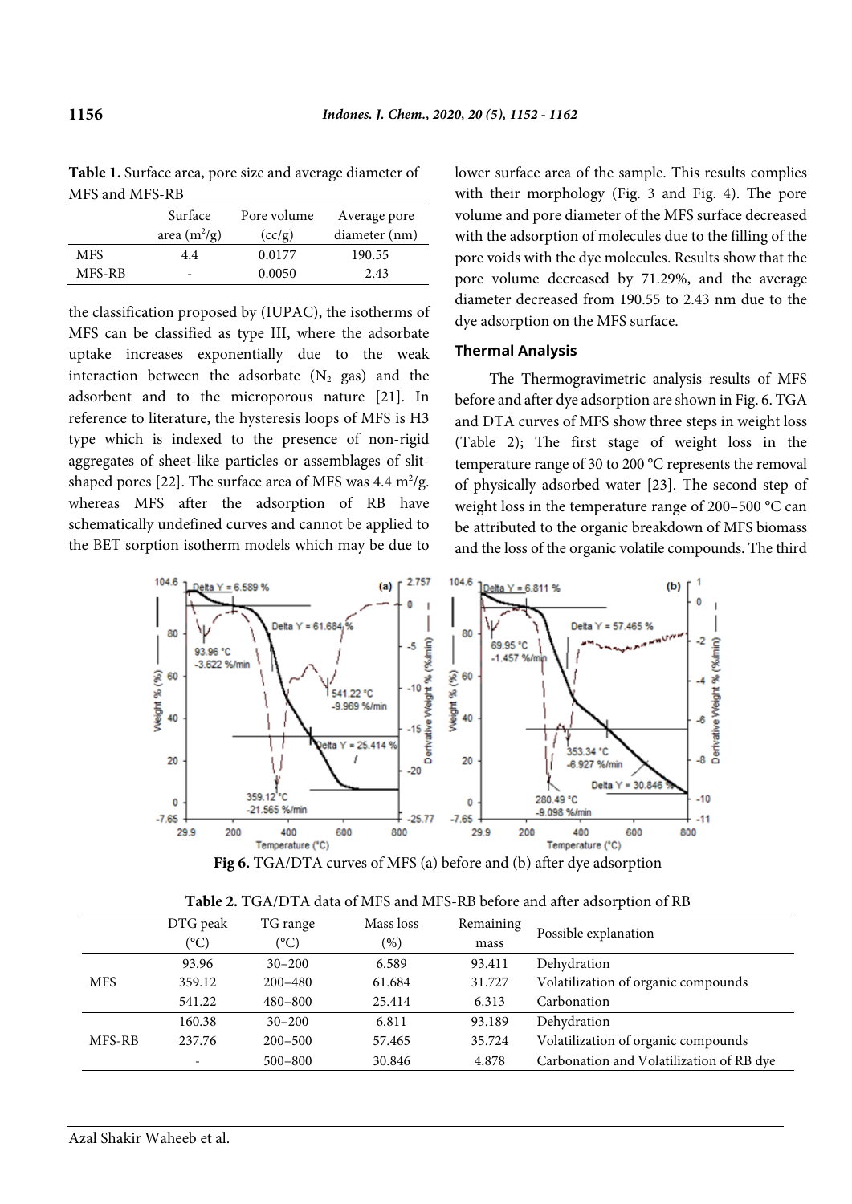**Table 1.** Surface area, pore size and average diameter of MFS and MFS-RB

| | Surface area ($m^2$/g) | Pore volume (cc/g) | Average pore diameter (nm) |
|---|---|---|---|
| MFS | 4.4 | 0.0177 | 190.55 |
| MFS-RB | - | 0.0050 | 2.43 |

the classification proposed by (IUPAC), the isotherms of MFS can be classified as type III, where the adsorbate uptake increases exponentially due to the weak interaction between the adsorbate ($N_2$ gas) and the adsorbent and to the microporous nature [21]. In reference to literature, the hysteresis loops of MFS is H3 type which is indexed to the presence of non-rigid aggregates of sheet-like particles or assemblages of slit-shaped pores [22]. The surface area of MFS was 4.4 $m^2$/g. whereas MFS after the adsorption of RB have schematically undefined curves and cannot be applied to the BET sorption isotherm models which may be due to lower surface area of the sample. This results complies with their morphology (Fig. 3 and Fig. 4). The pore volume and pore diameter of the MFS surface decreased with the adsorption of molecules due to the filling of the pore voids with the dye molecules. Results show that the pore volume decreased by 71.29%, and the average diameter decreased from 190.55 to 2.43 nm due to the dye adsorption on the MFS surface.

### Thermal Analysis

The Thermogravimetric analysis results of MFS before and after dye adsorption are shown in Fig. 6. TGA and DTA curves of MFS show three steps in weight loss (Table 2); The first stage of weight loss in the temperature range of 30 to 200 °C represents the removal of physically adsorbed water [23]. The second step of weight loss in the temperature range of 200–500 °C can be attributed to the organic breakdown of MFS biomass and the loss of the organic volatile compounds. The third

**Fig 6.** TGA/DTA curves of MFS (a) before and (b) after dye adsorption

**Table 2.** TGA/DTA data of MFS and MFS-RB before and after adsorption of RB

| | DTG peak (°C) | TG range (°C) | Mass loss (%) | Remaining mass | Possible explanation |
|---|---|---|---|---|---|
| MFS | 93.96 | 30–200 | 6.589 | 93.411 | Dehydration |
| | 359.12 | 200–480 | 61.684 | 31.727 | Volatilization of organic compounds |
| | 541.22 | 480–800 | 25.414 | 6.313 | Carbonation |
| MFS-RB | 160.38 | 30–200 | 6.811 | 93.189 | Dehydration |
| | 237.76 | 200–500 | 57.465 | 35.724 | Volatilization of organic compounds |
| | - | 500–800 | 30.846 | 4.878 | Carbonation and Volatilization of RB dye |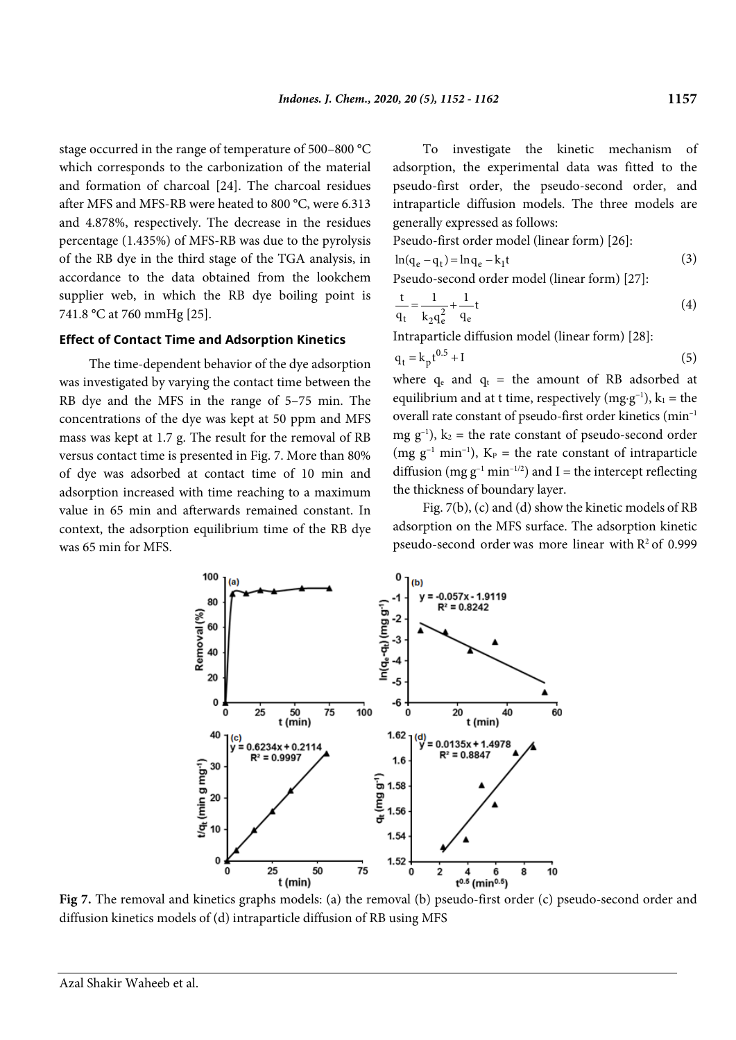stage occurred in the range of temperature of 500–800 °C which corresponds to the carbonization of the material and formation of charcoal [24]. The charcoal residues after MFS and MFS-RB were heated to 800 °C, were 6.313 and 4.878%, respectively. The decrease in the residues percentage (1.435%) of MFS-RB was due to the pyrolysis of the RB dye in the third stage of the TGA analysis, in accordance to the data obtained from the lookchem supplier web, in which the RB dye boiling point is 741.8 °C at 760 mmHg [25].

### Effect of Contact Time and Adsorption Kinetics

The time-dependent behavior of the dye adsorption was investigated by varying the contact time between the RB dye and the MFS in the range of 5–75 min. The concentrations of the dye was kept at 50 ppm and MFS mass was kept at 1.7 g. The result for the removal of RB versus contact time is presented in Fig. 7. More than 80% of dye was adsorbed at contact time of 10 min and adsorption increased with time reaching to a maximum value in 65 min and afterwards remained constant. In context, the adsorption equilibrium time of the RB dye was 65 min for MFS.

To investigate the kinetic mechanism of adsorption, the experimental data was fitted to the pseudo-first order, the pseudo-second order, and intraparticle diffusion models. The three models are generally expressed as follows:

Pseudo-first order model (linear form) [26]:

$$\ln(q_e - q_t) = \ln q_e - k_1 t \quad (3)$$

Pseudo-second order model (linear form) [27]:

$$\frac{t}{q_t} = \frac{1}{k_2 q_e^2} + \frac{1}{q_e} t \quad (4)$$

Intraparticle diffusion model (linear form) [28]:

$$q_t = k_p t^{0.5} + I \quad (5)$$

where $q_e$ and $q_t$ = the amount of RB adsorbed at equilibrium and at t time, respectively (mg·g$^{-1}$), $k_1$ = the overall rate constant of pseudo-first order kinetics (min$^{-1}$ mg g$^{-1}$), $k_2$ = the rate constant of pseudo-second order (mg g$^{-1}$ min$^{-1}$), $K_P$ = the rate constant of intraparticle diffusion (mg g$^{-1}$ min$^{-1/2}$) and I = the intercept reflecting the thickness of boundary layer.

Fig. 7(b), (c) and (d) show the kinetic models of RB adsorption on the MFS surface. The adsorption kinetic pseudo-second order was more linear with $R^2$ of 0.999

**Fig 7.** The removal and kinetics graphs models: (a) the removal (b) pseudo-first order (c) pseudo-second order and diffusion kinetics models of (d) intraparticle diffusion of RB using MFS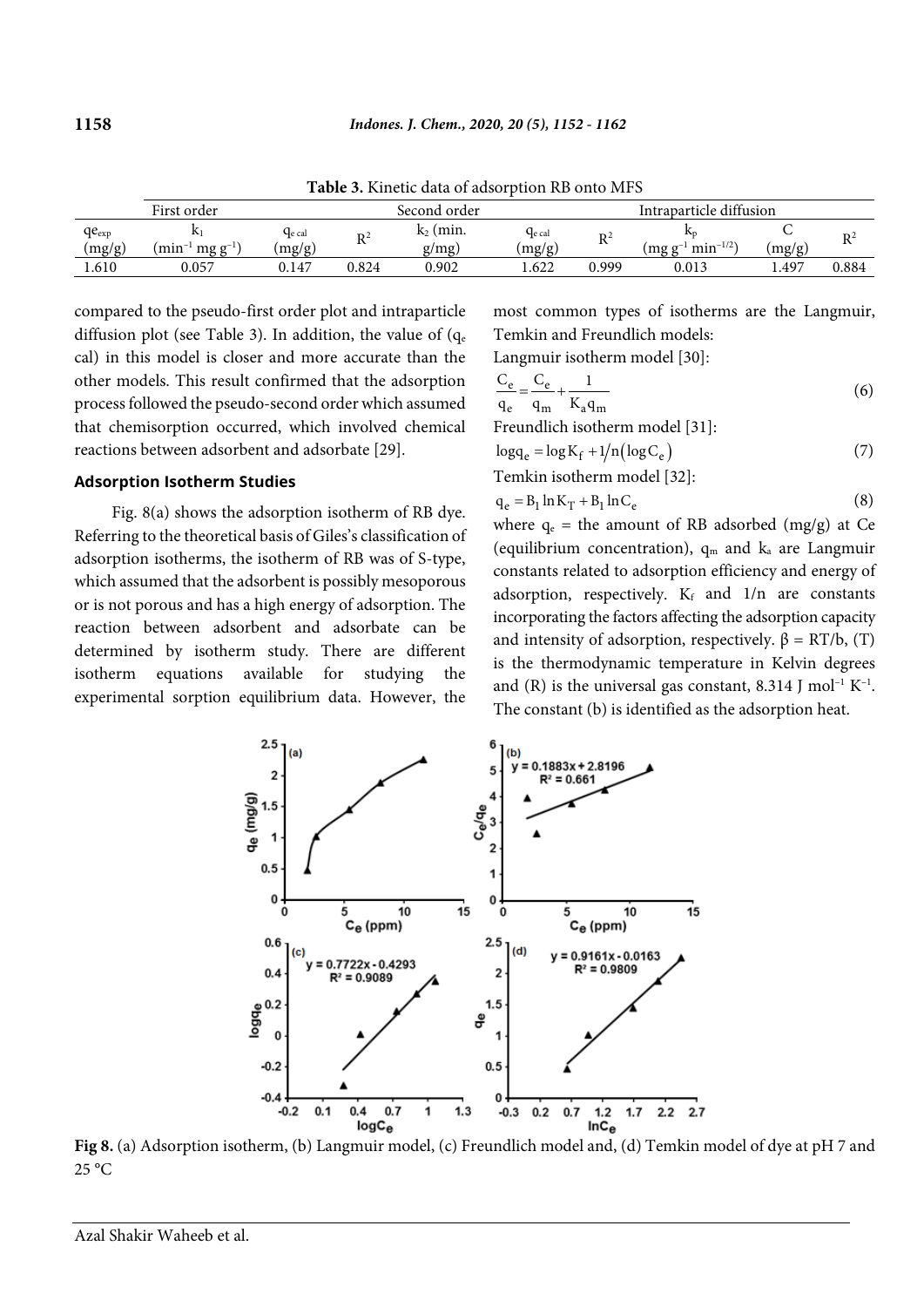**Table 3.** Kinetic data of adsorption RB onto MFS

| | First order | | | Second order | | | Intraparticle diffusion | | |
|---|---|---|---|---|---|---|---|---|---|
| $q_{e exp}$ (mg/g) | $k_1$ ($min^{-1}$ mg $g^{-1}$) | $q_{e cal}$ (mg/g) | $R^2$ | $k_2$ (min. g/mg) | $q_{e cal}$ (mg/g) | $R^2$ | $k_p$ (mg $g^{-1}$ $min^{-1/2}$) | C (mg/g) | $R^2$ |
| 1.610 | 0.057 | 0.147 | 0.824 | 0.902 | 1.622 | 0.999 | 0.013 | 1.497 | 0.884 |

compared to the pseudo-first order plot and intraparticle diffusion plot (see Table 3). In addition, the value of ($q_e$ cal) in this model is closer and more accurate than the other models. This result confirmed that the adsorption process followed the pseudo-second order which assumed that chemisorption occurred, which involved chemical reactions between adsorbent and adsorbate [29].

## Adsorption Isotherm Studies

Fig. 8(a) shows the adsorption isotherm of RB dye. Referring to the theoretical basis of Giles's classification of adsorption isotherms, the isotherm of RB was of S-type, which assumed that the adsorbent is possibly mesoporous or is not porous and has a high energy of adsorption. The reaction between adsorbent and adsorbate can be determined by isotherm study. There are different isotherm equations available for studying the experimental sorption equilibrium data. However, the most common types of isotherms are the Langmuir, Temkin and Freundlich models:

Langmuir isotherm model [30]:

$$\frac{C_e}{q_e} = \frac{C_e}{q_m} + \frac{1}{K_a q_m} \tag{6}$$

Freundlich isotherm model [31]:

$$\log q_e = \log K_f + 1/n(\log C_e) \tag{7}$$

Temkin isotherm model [32]:

$$q_e = B_1 \ln K_T + B_1 \ln C_e \tag{8}$$

where $q_e$ = the amount of RB adsorbed (mg/g) at Ce (equilibrium concentration), $q_m$ and $k_a$ are Langmuir constants related to adsorption efficiency and energy of adsorption, respectively. $K_f$ and 1/n are constants incorporating the factors affecting the adsorption capacity and intensity of adsorption, respectively. $\beta = RT/b$, (T) is the thermodynamic temperature in Kelvin degrees and (R) is the universal gas constant, 8.314 J $mol^{-1}$ $K^{-1}$. The constant (b) is identified as the adsorption heat.

**Fig 8.** (a) Adsorption isotherm, (b) Langmuir model, (c) Freundlich model and, (d) Temkin model of dye at pH 7 and 25 °C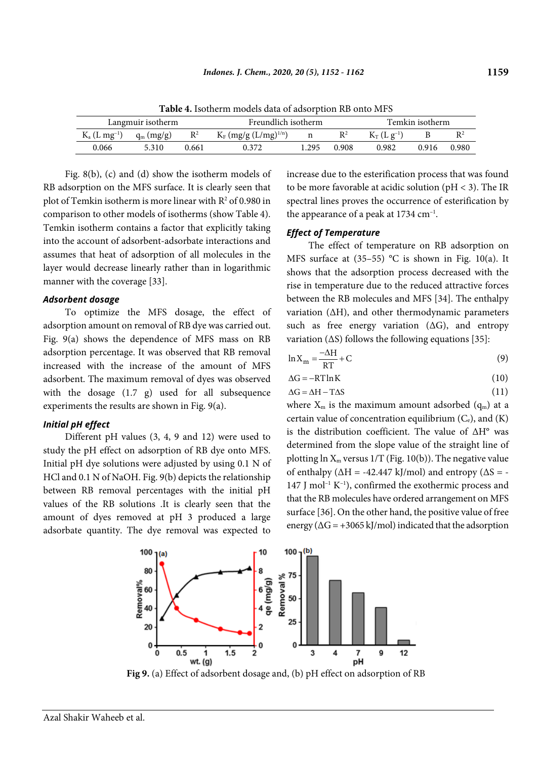**Table 4.** Isotherm models data of adsorption RB onto MFS

| Langmuir isotherm | | | Freundlich isotherm | | | Temkin isotherm | | |
|---|---|---|---|---|---|---|---|---|
| $K_a$ (L mg$^{-1}$) | $q_m$ (mg/g) | $R^2$ | $K_F$ (mg/g (L/mg)$^{1/n}$) | n | $R^2$ | $K_T$ (L g$^{-1}$) | B | $R^2$ |
| 0.066 | 5.310 | 0.661 | 0.372 | 1.295 | 0.908 | 0.982 | 0.916 | 0.980 |

Fig. 8(b), (c) and (d) show the isotherm models of RB adsorption on the MFS surface. It is clearly seen that plot of Temkin isotherm is more linear with $R^2$ of 0.980 in comparison to other models of isotherms (show Table 4). Temkin isotherm contains a factor that explicitly taking into the account of adsorbent-adsorbate interactions and assumes that heat of adsorption of all molecules in the layer would decrease linearly rather than in logarithmic manner with the coverage [33].

### *Adsorbent dosage*

To optimize the MFS dosage, the effect of adsorption amount on removal of RB dye was carried out. Fig. 9(a) shows the dependence of MFS mass on RB adsorption percentage. It was observed that RB removal increased with the increase of the amount of MFS adsorbent. The maximum removal of dyes was observed with the dosage (1.7 g) used for all subsequence experiments the results are shown in Fig. 9(a).

### *Initial pH effect*

Different pH values (3, 4, 9 and 12) were used to study the pH effect on adsorption of RB dye onto MFS. Initial pH dye solutions were adjusted by using 0.1 N of HCl and 0.1 N of NaOH. Fig. 9(b) depicts the relationship between RB removal percentages with the initial pH values of the RB solutions .It is clearly seen that the amount of dyes removed at pH 3 produced a large adsorbate quantity. The dye removal was expected to increase due to the esterification process that was found to be more favorable at acidic solution (pH < 3). The IR spectral lines proves the occurrence of esterification by the appearance of a peak at 1734 cm$^{-1}$.

### *Effect of Temperature*

The effect of temperature on RB adsorption on MFS surface at (35–55) °C is shown in Fig. 10(a). It shows that the adsorption process decreased with the rise in temperature due to the reduced attractive forces between the RB molecules and MFS [34]. The enthalpy variation (ΔH), and other thermodynamic parameters such as free energy variation (ΔG), and entropy variation (ΔS) follows the following equations [35]:

$$\ln X_m = \frac{-\Delta H}{RT} + C \quad (9)$$

$$\Delta G = -RT \ln K \quad (10)$$

$$\Delta G = \Delta H - T\Delta S \quad (11)$$

where $X_m$ is the maximum amount adsorbed ($q_m$) at a certain value of concentration equilibrium ($C_e$), and (K) is the distribution coefficient. The value of ΔH° was determined from the slope value of the straight line of plotting $\ln X_m$ versus 1/T (Fig. 10(b)). The negative value of enthalpy (ΔH = -42.447 kJ/mol) and entropy (ΔS = -147 J mol$^{-1}$ K$^{-1}$), confirmed the exothermic process and that the RB molecules have ordered arrangement on MFS surface [36]. On the other hand, the positive value of free energy (ΔG = +3065 kJ/mol) indicated that the adsorption

**Fig 9.** (a) Effect of adsorbent dosage and, (b) pH effect on adsorption of RB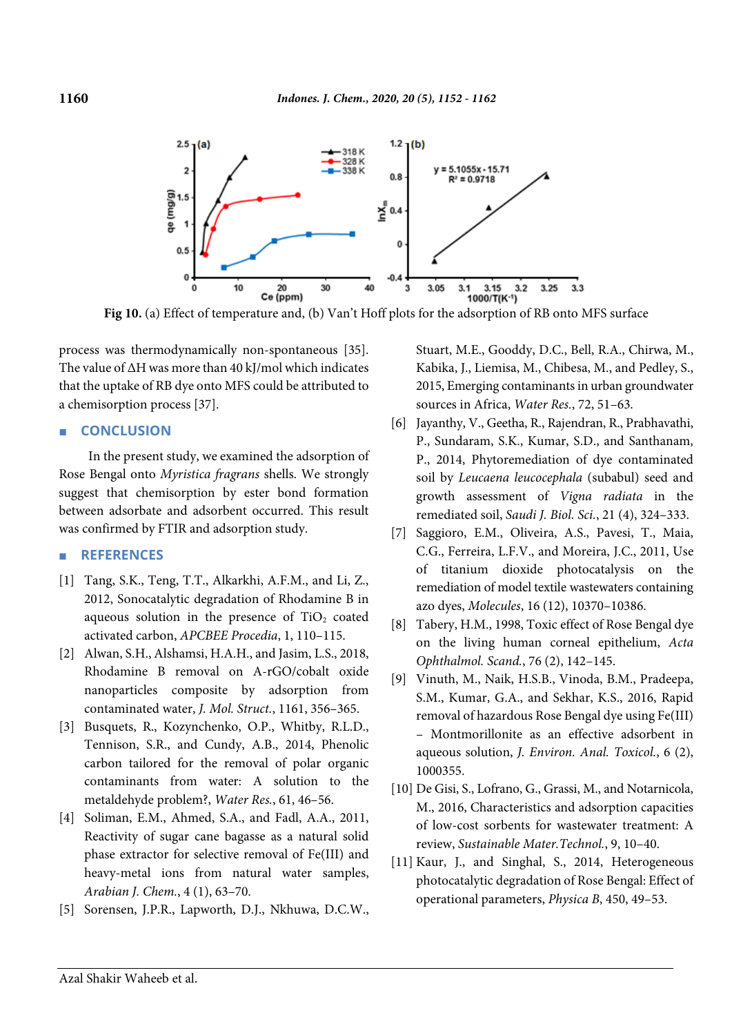Fig 10. (a) Effect of temperature and, (b) Van't Hoff plots for the adsorption of RB onto MFS surface

process was thermodynamically non-spontaneous [35]. The value of ΔH was more than 40 kJ/mol which indicates that the uptake of RB dye onto MFS could be attributed to a chemisorption process [37].

## CONCLUSION

In the present study, we examined the adsorption of Rose Bengal onto *Myristica fragrans* shells. We strongly suggest that chemisorption by ester bond formation between adsorbate and adsorbent occurred. This result was confirmed by FTIR and adsorption study.

## REFERENCES

[1] Tang, S.K., Teng, T.T., Alkarkhi, A.F.M., and Li, Z., 2012, Sonocatalytic degradation of Rhodamine B in aqueous solution in the presence of $TiO_2$ coated activated carbon, *APCBEE Procedia*, 1, 110–115.

[2] Alwan, S.H., Alshamsi, H.A.H., and Jasim, L.S., 2018, Rhodamine B removal on A-rGO/cobalt oxide nanoparticles composite by adsorption from contaminated water, *J. Mol. Struct.*, 1161, 356–365.

[3] Busquets, R., Kozynchenko, O.P., Whitby, R.L.D., Tennison, S.R., and Cundy, A.B., 2014, Phenolic carbon tailored for the removal of polar organic contaminants from water: A solution to the metaldehyde problem?, *Water Res.*, 61, 46–56.

[4] Soliman, E.M., Ahmed, S.A., and Fadl, A.A., 2011, Reactivity of sugar cane bagasse as a natural solid phase extractor for selective removal of Fe(III) and heavy-metal ions from natural water samples, *Arabian J. Chem.*, 4 (1), 63–70.

[5] Sorensen, J.P.R., Lapworth, D.J., Nkhuwa, D.C.W., Stuart, M.E., Gooddy, D.C., Bell, R.A., Chirwa, M., Kabika, J., Liemisa, M., Chibesa, M., and Pedley, S., 2015, Emerging contaminants in urban groundwater sources in Africa, *Water Res.*, 72, 51–63.

[6] Jayanthy, V., Geetha, R., Rajendran, R., Prabhavathi, P., Sundaram, S.K., Kumar, S.D., and Santhanam, P., 2014, Phytoremediation of dye contaminated soil by *Leucaena leucocephala* (subabul) seed and growth assessment of *Vigna radiata* in the remediated soil, *Saudi J. Biol. Sci.*, 21 (4), 324–333.

[7] Saggioro, E.M., Oliveira, A.S., Pavesi, T., Maia, C.G., Ferreira, L.F.V., and Moreira, J.C., 2011, Use of titanium dioxide photocatalysis on the remediation of model textile wastewaters containing azo dyes, *Molecules*, 16 (12), 10370–10386.

[8] Tabery, H.M., 1998, Toxic effect of Rose Bengal dye on the living human corneal epithelium, *Acta Ophthalmol. Scand.*, 76 (2), 142–145.

[9] Vinuth, M., Naik, H.S.B., Vinoda, B.M., Pradeepa, S.M., Kumar, G.A., and Sekhar, K.S., 2016, Rapid removal of hazardous Rose Bengal dye using Fe(III) – Montmorillonite as an effective adsorbent in aqueous solution, *J. Environ. Anal. Toxicol.*, 6 (2), 1000355.

[10] De Gisi, S., Lofrano, G., Grassi, M., and Notarnicola, M., 2016, Characteristics and adsorption capacities of low-cost sorbents for wastewater treatment: A review, *Sustainable Mater.Technol.*, 9, 10–40.

[11] Kaur, J., and Singhal, S., 2014, Heterogeneous photocatalytic degradation of Rose Bengal: Effect of operational parameters, *Physica B*, 450, 49–53.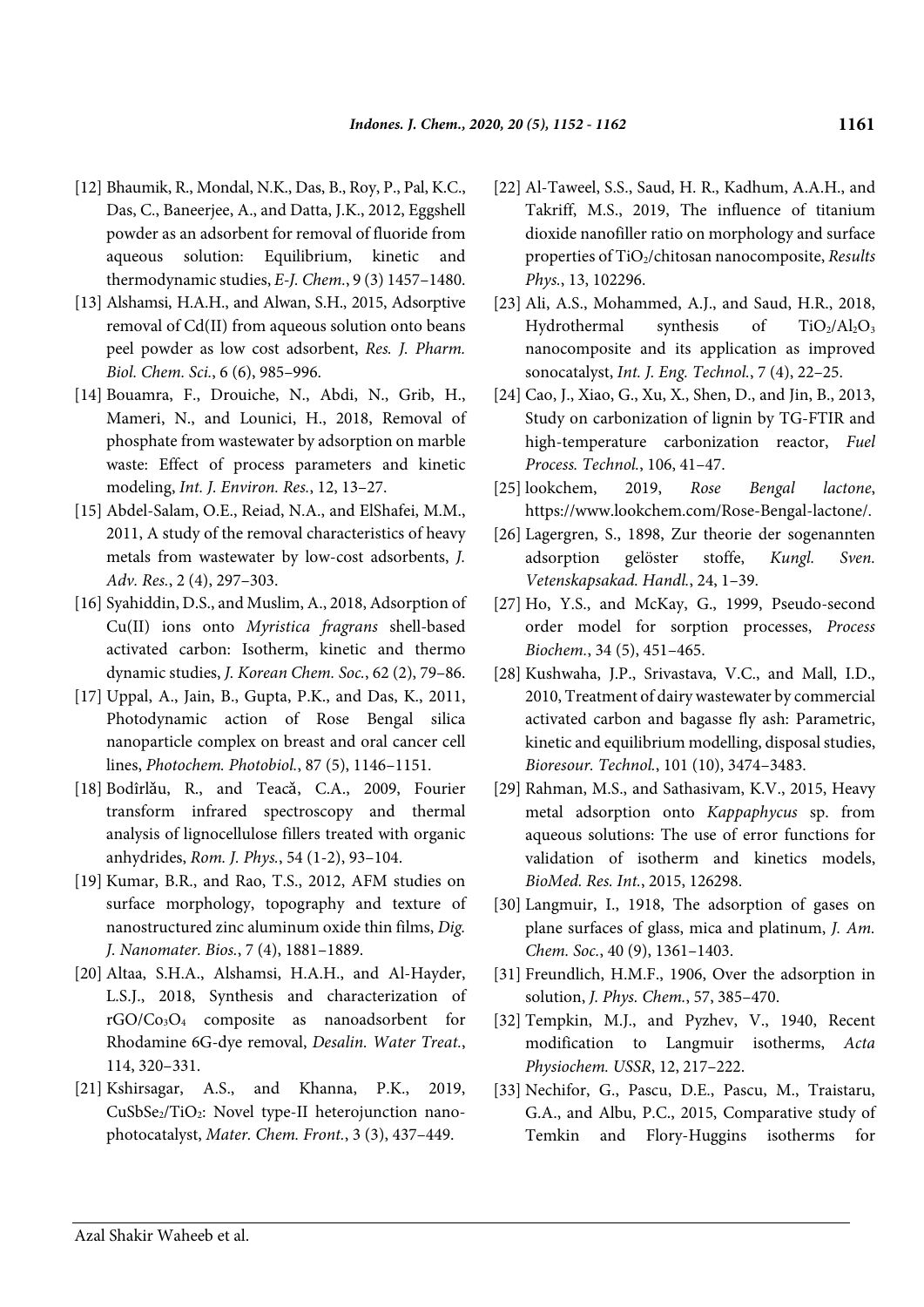[12] Bhaumik, R., Mondal, N.K., Das, B., Roy, P., Pal, K.C., Das, C., Baneerjee, A., and Datta, J.K., 2012, Eggshell powder as an adsorbent for removal of fluoride from aqueous solution: Equilibrium, kinetic and thermodynamic studies, *E-J. Chem.*, 9 (3) 1457–1480.

[13] Alshamsi, H.A.H., and Alwan, S.H., 2015, Adsorptive removal of Cd(II) from aqueous solution onto beans peel powder as low cost adsorbent, *Res. J. Pharm. Biol. Chem. Sci.*, 6 (6), 985–996.

[14] Bouamra, F., Drouiche, N., Abdi, N., Grib, H., Mameri, N., and Lounici, H., 2018, Removal of phosphate from wastewater by adsorption on marble waste: Effect of process parameters and kinetic modeling, *Int. J. Environ. Res.*, 12, 13–27.

[15] Abdel-Salam, O.E., Reiad, N.A., and ElShafei, M.M., 2011, A study of the removal characteristics of heavy metals from wastewater by low-cost adsorbents, *J. Adv. Res.*, 2 (4), 297–303.

[16] Syahiddin, D.S., and Muslim, A., 2018, Adsorption of Cu(II) ions onto *Myristica fragrans* shell-based activated carbon: Isotherm, kinetic and thermo dynamic studies, *J. Korean Chem. Soc.*, 62 (2), 79–86.

[17] Uppal, A., Jain, B., Gupta, P.K., and Das, K., 2011, Photodynamic action of Rose Bengal silica nanoparticle complex on breast and oral cancer cell lines, *Photochem. Photobiol.*, 87 (5), 1146–1151.

[18] Bodîrlău, R., and Teacă, C.A., 2009, Fourier transform infrared spectroscopy and thermal analysis of lignocellulose fillers treated with organic anhydrides, *Rom. J. Phys.*, 54 (1-2), 93–104.

[19] Kumar, B.R., and Rao, T.S., 2012, AFM studies on surface morphology, topography and texture of nanostructured zinc aluminum oxide thin films, *Dig. J. Nanomater. Bios.*, 7 (4), 1881–1889.

[20] Altaa, S.H.A., Alshamsi, H.A.H., and Al-Hayder, L.S.J., 2018, Synthesis and characterization of $rGO/Co_3O_4$ composite as nanoadsorbent for Rhodamine 6G-dye removal, *Desalin. Water Treat.*, 114, 320–331.

[21] Kshirsagar, A.S., and Khanna, P.K., 2019, $CuSbSe_2/TiO_2$: Novel type-II heterojunction nano-photocatalyst, *Mater. Chem. Front.*, 3 (3), 437–449.

[22] Al-Taweel, S.S., Saud, H. R., Kadhum, A.A.H., and Takriff, M.S., 2019, The influence of titanium dioxide nanofiller ratio on morphology and surface properties of $TiO_2$/chitosan nanocomposite, *Results Phys.*, 13, 102296.

[23] Ali, A.S., Mohammed, A.J., and Saud, H.R., 2018, Hydrothermal synthesis of $TiO_2/Al_2O_3$ nanocomposite and its application as improved sonocatalyst, *Int. J. Eng. Technol.*, 7 (4), 22–25.

[24] Cao, J., Xiao, G., Xu, X., Shen, D., and Jin, B., 2013, Study on carbonization of lignin by TG-FTIR and high-temperature carbonization reactor, *Fuel Process. Technol.*, 106, 41–47.

[25] lookchem, 2019, *Rose Bengal lactone*, https://www.lookchem.com/Rose-Bengal-lactone/.

[26] Lagergren, S., 1898, Zur theorie der sogenannten adsorption gelöster stoffe, *Kungl. Sven. Vetenskapsakad. Handl.*, 24, 1–39.

[27] Ho, Y.S., and McKay, G., 1999, Pseudo-second order model for sorption processes, *Process Biochem.*, 34 (5), 451–465.

[28] Kushwaha, J.P., Srivastava, V.C., and Mall, I.D., 2010, Treatment of dairy wastewater by commercial activated carbon and bagasse fly ash: Parametric, kinetic and equilibrium modelling, disposal studies, *Bioresour. Technol.*, 101 (10), 3474–3483.

[29] Rahman, M.S., and Sathasivam, K.V., 2015, Heavy metal adsorption onto *Kappaphycus* sp. from aqueous solutions: The use of error functions for validation of isotherm and kinetics models, *BioMed. Res. Int.*, 2015, 126298.

[30] Langmuir, I., 1918, The adsorption of gases on plane surfaces of glass, mica and platinum, *J. Am. Chem. Soc.*, 40 (9), 1361–1403.

[31] Freundlich, H.M.F., 1906, Over the adsorption in solution, *J. Phys. Chem.*, 57, 385–470.

[32] Tempkin, M.J., and Pyzhev, V., 1940, Recent modification to Langmuir isotherms, *Acta Physiochem. USSR*, 12, 217–222.

[33] Nechifor, G., Pascu, D.E., Pascu, M., Traistaru, G.A., and Albu, P.C., 2015, Comparative study of Temkin and Flory-Huggins isotherms for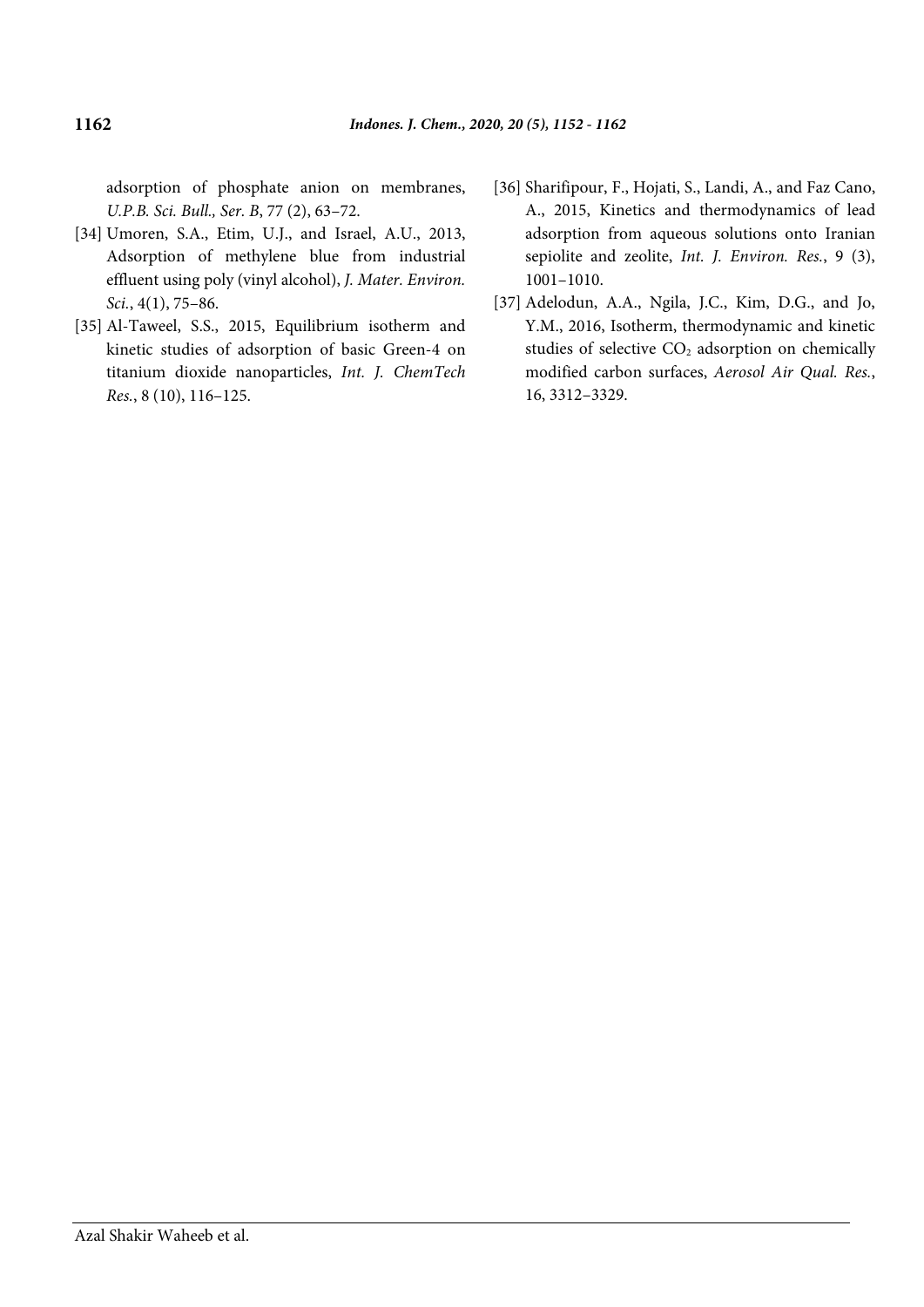adsorption of phosphate anion on membranes, *U.P.B. Sci. Bull., Ser. B*, 77 (2), 63–72.

[34] Umoren, S.A., Etim, U.J., and Israel, A.U., 2013, Adsorption of methylene blue from industrial effluent using poly (vinyl alcohol), *J. Mater. Environ. Sci.*, 4(1), 75–86.

[35] Al-Taweel, S.S., 2015, Equilibrium isotherm and kinetic studies of adsorption of basic Green-4 on titanium dioxide nanoparticles, *Int. J. ChemTech Res.*, 8 (10), 116–125.

[36] Sharifipour, F., Hojati, S., Landi, A., and Faz Cano, A., 2015, Kinetics and thermodynamics of lead adsorption from aqueous solutions onto Iranian sepiolite and zeolite, *Int. J. Environ. Res.*, 9 (3), 1001–1010.

[37] Adelodun, A.A., Ngila, J.C., Kim, D.G., and Jo, Y.M., 2016, Isotherm, thermodynamic and kinetic studies of selective $CO_2$ adsorption on chemically modified carbon surfaces, *Aerosol Air Qual. Res.*, 16, 3312–3329.